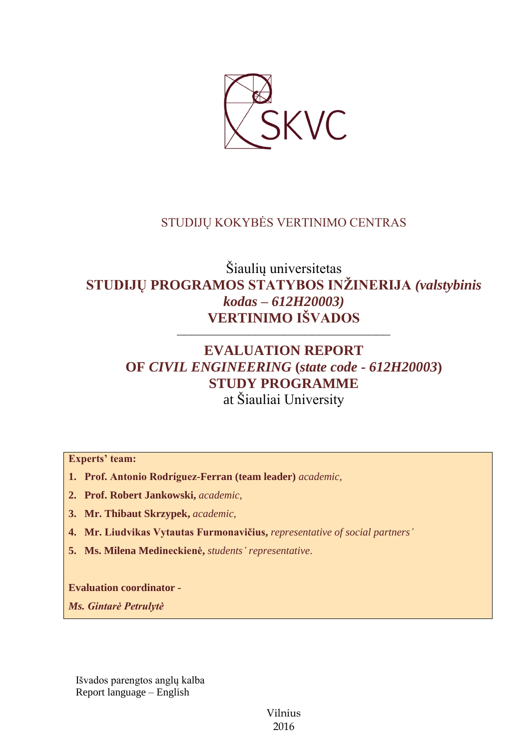STUDIJŲ KOKYBĖS VERTINIMO CENTRAS

Šiaulių universitetas

**STUDIJŲ PROGRAMOS STATYBOS INŽINERIJA *(valstybinis kodas – 612H20003)* VERTINIMO IŠVADOS**

---

**EVALUATION REPORT OF *CIVIL ENGINEERING* (*state code - 612H20003*) STUDY PROGRAMME**

at Šiauliai University

**Experts' team:**

1. **Prof. Antonio Rodríguez-Ferran (team leader)** *academic,*
2. **Prof. Robert Jankowski,** *academic,*
3. **Mr. Thibaut Skrzypek,** *academic,*
4. **Mr. Liudvikas Vytautas Furmonavičius,** *representative of social partners'*
5. **Ms. Milena Medineckienė,** *students' representative*.

**Evaluation coordinator -**

***Ms. Gintarė Petrulytė***

Išvados parengtos anglų kalba

Report language – English

Vilnius

2016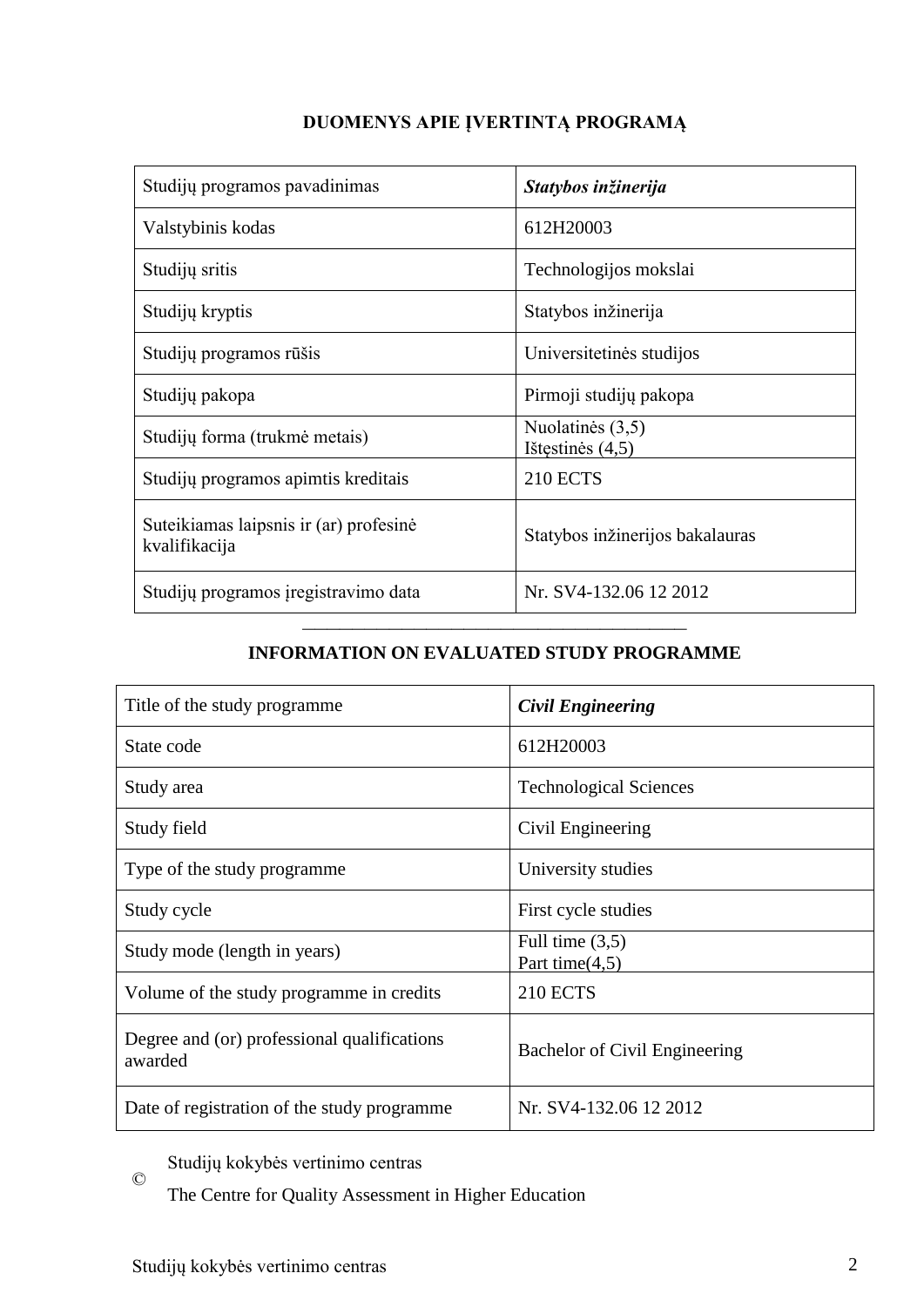## DUOMENYS APIE ĮVERTINTĄ PROGRAMĄ

| | |
|---|---|
| Studijų programos pavadinimas | ***Statybos inžinerija*** |
| Valstybinis kodas | 612H20003 |
| Studijų sritis | Technologijos mokslai |
| Studijų kryptis | Statybos inžinerija |
| Studijų programos rūšis | Universitetinės studijos |
| Studijų pakopa | Pirmoji studijų pakopa |
| Studijų forma (trukmė metais) | Nuolatinės (3,5)<br>Ištęstinės (4,5) |
| Studijų programos apimtis kreditais | 210 ECTS |
| Suteikiamas laipsnis ir (ar) profesinė kvalifikacija | Statybos inžinerijos bakalauras |
| Studijų programos įregistravimo data | Nr. SV4-132.06 12 2012 |

---

## INFORMATION ON EVALUATED STUDY PROGRAMME

| | |
|---|---|
| Title of the study programme | ***Civil Engineering*** |
| State code | 612H20003 |
| Study area | Technological Sciences |
| Study field | Civil Engineering |
| Type of the study programme | University studies |
| Study cycle | First cycle studies |
| Study mode (length in years) | Full time (3,5)<br>Part time(4,5) |
| Volume of the study programme in credits | 210 ECTS |
| Degree and (or) professional qualifications awarded | Bachelor of Civil Engineering |
| Date of registration of the study programme | Nr. SV4-132.06 12 2012 |

© Studijų kokybės vertinimo centras

The Centre for Quality Assessment in Higher Education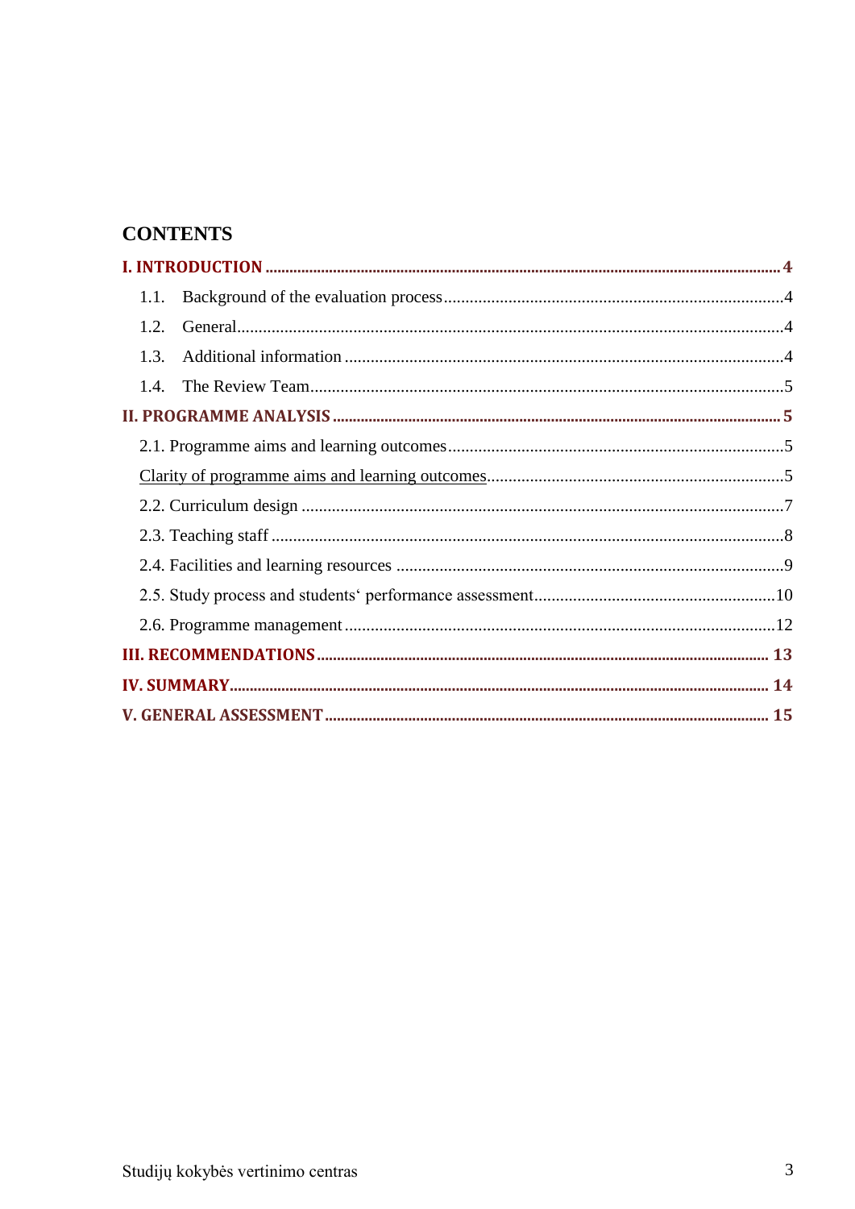## CONTENTS

**I. INTRODUCTION** ........................................................................ **4**

1.1. Background of the evaluation process ........................................ 4

1.2. General ........................................................................ 4

1.3. Additional information ........................................................ 4

1.4. The Review Team ................................................................ 5

**II. PROGRAMME ANALYSIS** ................................................................ **5**

2.1. Programme aims and learning outcomes ........................................ 5

Clarity of programme aims and learning outcomes ................................ 5

2.2. Curriculum design ............................................................. 7

2.3. Teaching staff ................................................................ 8

2.4. Facilities and learning resources ............................................ 9

2.5. Study process and students' performance assessment ......................... 10

2.6. Programme management ......................................................... 12

**III. RECOMMENDATIONS** ................................................................ **13**

**IV. SUMMARY** ........................................................................... **14**

**V. GENERAL ASSESSMENT** ................................................................ **15**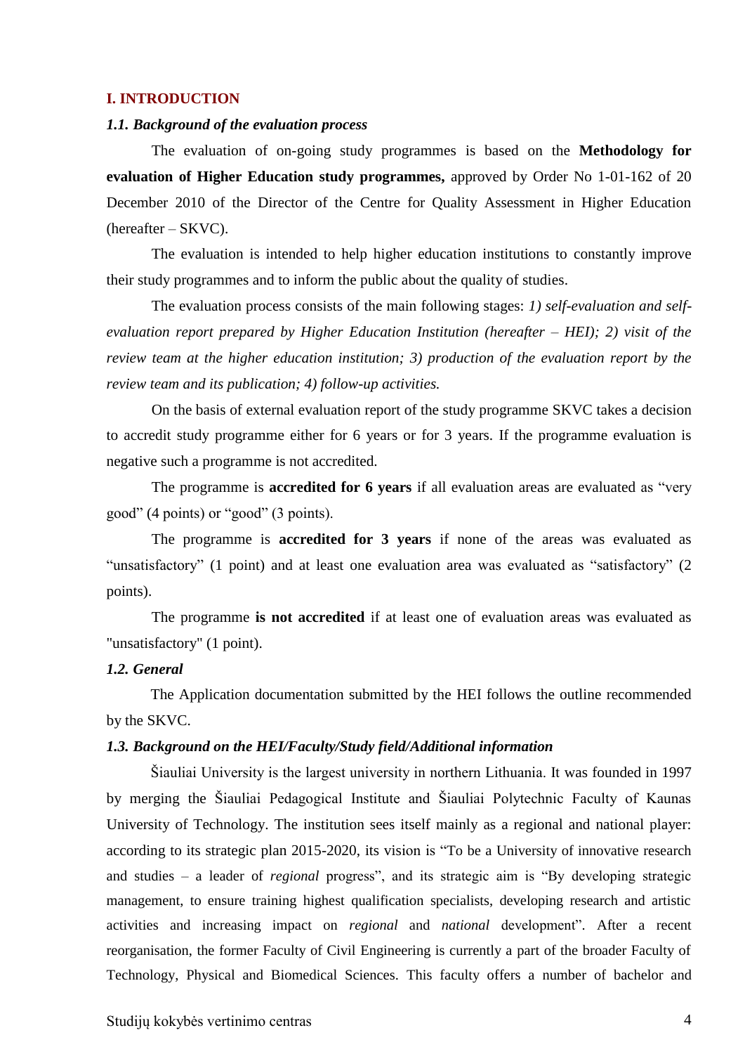## I. INTRODUCTION

### *1.1. Background of the evaluation process*

The evaluation of on-going study programmes is based on the **Methodology for evaluation of Higher Education study programmes,** approved by Order No 1-01-162 of 20 December 2010 of the Director of the Centre for Quality Assessment in Higher Education (hereafter – SKVC).

The evaluation is intended to help higher education institutions to constantly improve their study programmes and to inform the public about the quality of studies.

The evaluation process consists of the main following stages: *1) self-evaluation and self-evaluation report prepared by Higher Education Institution (hereafter – HEI); 2) visit of the review team at the higher education institution; 3) production of the evaluation report by the review team and its publication; 4) follow-up activities.*

On the basis of external evaluation report of the study programme SKVC takes a decision to accredit study programme either for 6 years or for 3 years. If the programme evaluation is negative such a programme is not accredited.

The programme is **accredited for 6 years** if all evaluation areas are evaluated as "very good" (4 points) or "good" (3 points).

The programme is **accredited for 3 years** if none of the areas was evaluated as "unsatisfactory" (1 point) and at least one evaluation area was evaluated as "satisfactory" (2 points).

The programme **is not accredited** if at least one of evaluation areas was evaluated as "unsatisfactory" (1 point).

### *1.2. General*

The Application documentation submitted by the HEI follows the outline recommended by the SKVC.

### *1.3. Background on the HEI/Faculty/Study field/Additional information*

Šiauliai University is the largest university in northern Lithuania. It was founded in 1997 by merging the Šiauliai Pedagogical Institute and Šiauliai Polytechnic Faculty of Kaunas University of Technology. The institution sees itself mainly as a regional and national player: according to its strategic plan 2015-2020, its vision is "To be a University of innovative research and studies – a leader of *regional* progress", and its strategic aim is "By developing strategic management, to ensure training highest qualification specialists, developing research and artistic activities and increasing impact on *regional* and *national* development". After a recent reorganisation, the former Faculty of Civil Engineering is currently a part of the broader Faculty of Technology, Physical and Biomedical Sciences. This faculty offers a number of bachelor and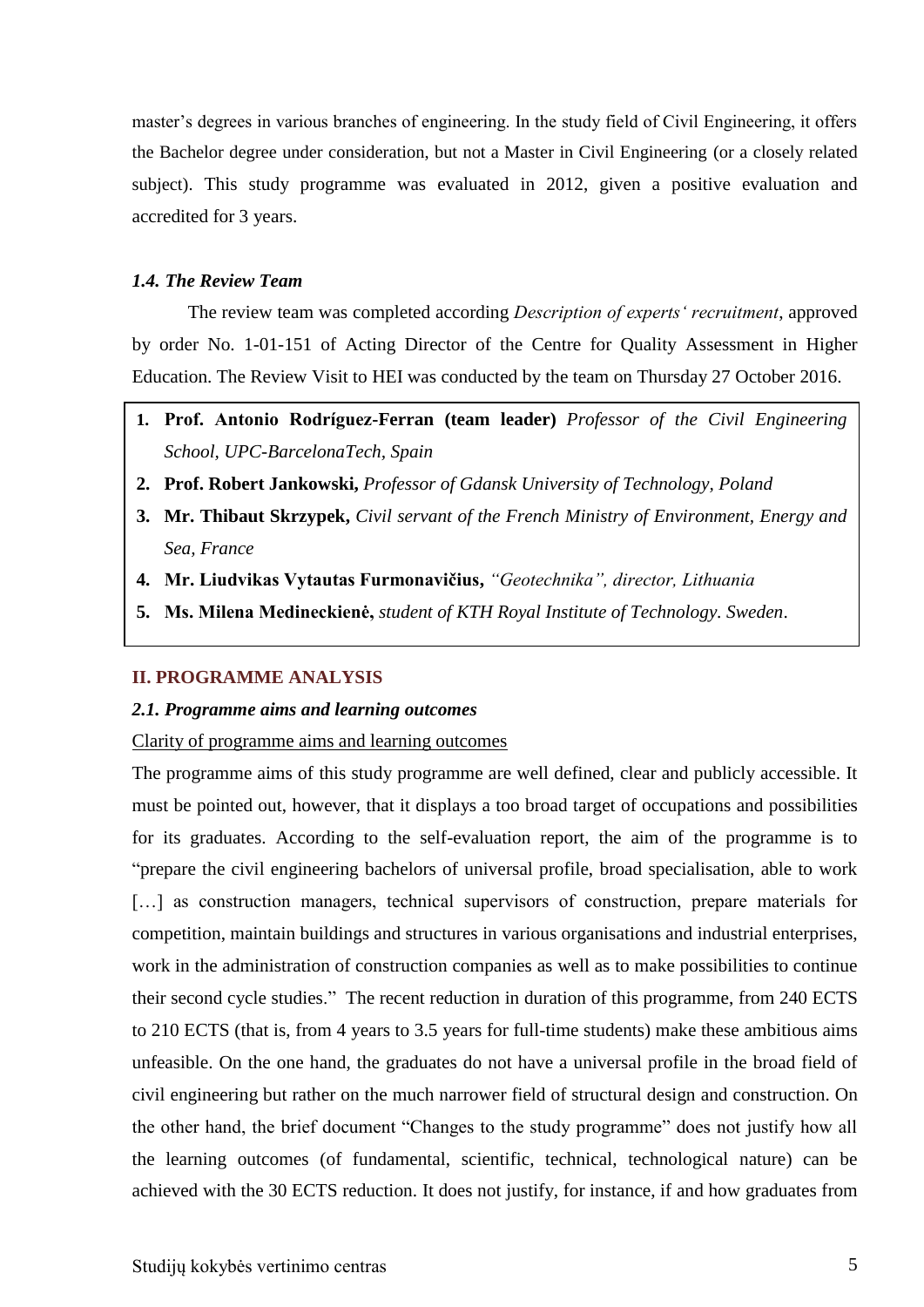master's degrees in various branches of engineering. In the study field of Civil Engineering, it offers the Bachelor degree under consideration, but not a Master in Civil Engineering (or a closely related subject). This study programme was evaluated in 2012, given a positive evaluation and accredited for 3 years.

### *1.4. The Review Team*

The review team was completed according *Description of experts' recruitment*, approved by order No. 1-01-151 of Acting Director of the Centre for Quality Assessment in Higher Education. The Review Visit to HEI was conducted by the team on Thursday 27 October 2016.

1. **Prof. Antonio Rodríguez-Ferran (team leader)** *Professor of the Civil Engineering School, UPC-BarcelonaTech, Spain*
2. **Prof. Robert Jankowski,** *Professor of Gdansk University of Technology, Poland*
3. **Mr. Thibaut Skrzypek,** *Civil servant of the French Ministry of Environment, Energy and Sea, France*
4. **Mr. Liudvikas Vytautas Furmonavičius,** *"Geotechnika", director, Lithuania*
5. **Ms. Milena Medineckienė,** *student of KTH Royal Institute of Technology. Sweden*.

## II. PROGRAMME ANALYSIS

### *2.1. Programme aims and learning outcomes*

Clarity of programme aims and learning outcomes

The programme aims of this study programme are well defined, clear and publicly accessible. It must be pointed out, however, that it displays a too broad target of occupations and possibilities for its graduates. According to the self-evaluation report, the aim of the programme is to "prepare the civil engineering bachelors of universal profile, broad specialisation, able to work […] as construction managers, technical supervisors of construction, prepare materials for competition, maintain buildings and structures in various organisations and industrial enterprises, work in the administration of construction companies as well as to make possibilities to continue their second cycle studies." The recent reduction in duration of this programme, from 240 ECTS to 210 ECTS (that is, from 4 years to 3.5 years for full-time students) make these ambitious aims unfeasible. On the one hand, the graduates do not have a universal profile in the broad field of civil engineering but rather on the much narrower field of structural design and construction. On the other hand, the brief document "Changes to the study programme" does not justify how all the learning outcomes (of fundamental, scientific, technical, technological nature) can be achieved with the 30 ECTS reduction. It does not justify, for instance, if and how graduates from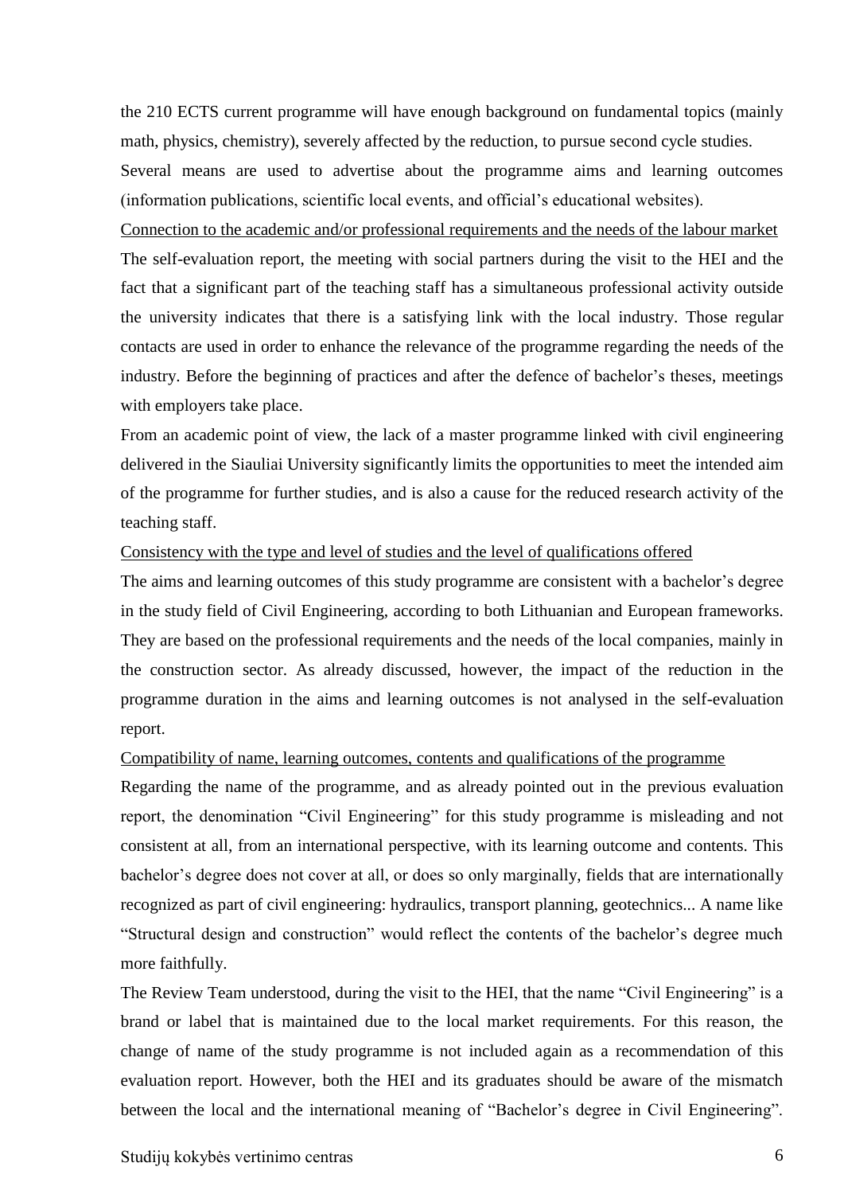the 210 ECTS current programme will have enough background on fundamental topics (mainly math, physics, chemistry), severely affected by the reduction, to pursue second cycle studies.

Several means are used to advertise about the programme aims and learning outcomes (information publications, scientific local events, and official's educational websites).

<u>Connection to the academic and/or professional requirements and the needs of the labour market</u>

The self-evaluation report, the meeting with social partners during the visit to the HEI and the fact that a significant part of the teaching staff has a simultaneous professional activity outside the university indicates that there is a satisfying link with the local industry. Those regular contacts are used in order to enhance the relevance of the programme regarding the needs of the industry. Before the beginning of practices and after the defence of bachelor's theses, meetings with employers take place.

From an academic point of view, the lack of a master programme linked with civil engineering delivered in the Siauliai University significantly limits the opportunities to meet the intended aim of the programme for further studies, and is also a cause for the reduced research activity of the teaching staff.

<u>Consistency with the type and level of studies and the level of qualifications offered</u>

The aims and learning outcomes of this study programme are consistent with a bachelor's degree in the study field of Civil Engineering, according to both Lithuanian and European frameworks. They are based on the professional requirements and the needs of the local companies, mainly in the construction sector. As already discussed, however, the impact of the reduction in the programme duration in the aims and learning outcomes is not analysed in the self-evaluation report.

<u>Compatibility of name, learning outcomes, contents and qualifications of the programme</u>

Regarding the name of the programme, and as already pointed out in the previous evaluation report, the denomination "Civil Engineering" for this study programme is misleading and not consistent at all, from an international perspective, with its learning outcome and contents. This bachelor's degree does not cover at all, or does so only marginally, fields that are internationally recognized as part of civil engineering: hydraulics, transport planning, geotechnics... A name like "Structural design and construction" would reflect the contents of the bachelor's degree much more faithfully.

The Review Team understood, during the visit to the HEI, that the name "Civil Engineering" is a brand or label that is maintained due to the local market requirements. For this reason, the change of name of the study programme is not included again as a recommendation of this evaluation report. However, both the HEI and its graduates should be aware of the mismatch between the local and the international meaning of "Bachelor's degree in Civil Engineering".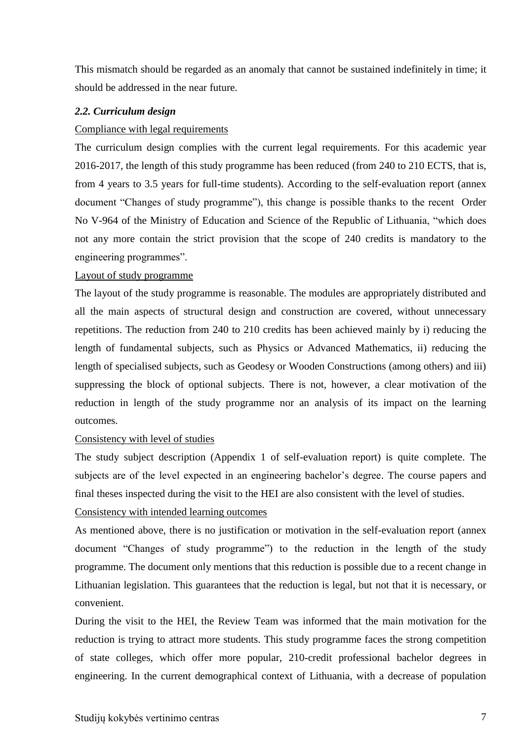This mismatch should be regarded as an anomaly that cannot be sustained indefinitely in time; it should be addressed in the near future.

### *2.2. Curriculum design*

Compliance with legal requirements

The curriculum design complies with the current legal requirements. For this academic year 2016-2017, the length of this study programme has been reduced (from 240 to 210 ECTS, that is, from 4 years to 3.5 years for full-time students). According to the self-evaluation report (annex document "Changes of study programme"), this change is possible thanks to the recent Order No V-964 of the Ministry of Education and Science of the Republic of Lithuania, "which does not any more contain the strict provision that the scope of 240 credits is mandatory to the engineering programmes".

Layout of study programme

The layout of the study programme is reasonable. The modules are appropriately distributed and all the main aspects of structural design and construction are covered, without unnecessary repetitions. The reduction from 240 to 210 credits has been achieved mainly by i) reducing the length of fundamental subjects, such as Physics or Advanced Mathematics, ii) reducing the length of specialised subjects, such as Geodesy or Wooden Constructions (among others) and iii) suppressing the block of optional subjects. There is not, however, a clear motivation of the reduction in length of the study programme nor an analysis of its impact on the learning outcomes.

Consistency with level of studies

The study subject description (Appendix 1 of self-evaluation report) is quite complete. The subjects are of the level expected in an engineering bachelor's degree. The course papers and final theses inspected during the visit to the HEI are also consistent with the level of studies.

Consistency with intended learning outcomes

As mentioned above, there is no justification or motivation in the self-evaluation report (annex document "Changes of study programme") to the reduction in the length of the study programme. The document only mentions that this reduction is possible due to a recent change in Lithuanian legislation. This guarantees that the reduction is legal, but not that it is necessary, or convenient.

During the visit to the HEI, the Review Team was informed that the main motivation for the reduction is trying to attract more students. This study programme faces the strong competition of state colleges, which offer more popular, 210-credit professional bachelor degrees in engineering. In the current demographical context of Lithuania, with a decrease of population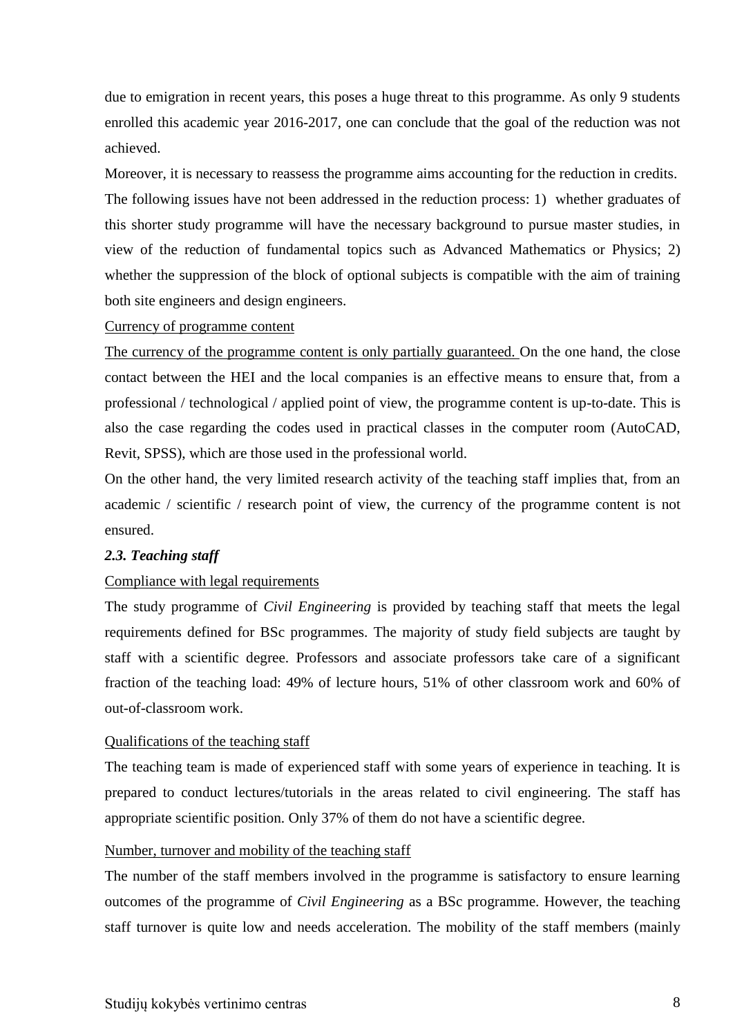due to emigration in recent years, this poses a huge threat to this programme. As only 9 students enrolled this academic year 2016-2017, one can conclude that the goal of the reduction was not achieved.

Moreover, it is necessary to reassess the programme aims accounting for the reduction in credits.

The following issues have not been addressed in the reduction process: 1) whether graduates of this shorter study programme will have the necessary background to pursue master studies, in view of the reduction of fundamental topics such as Advanced Mathematics or Physics; 2) whether the suppression of the block of optional subjects is compatible with the aim of training both site engineers and design engineers.

<u>Currency of programme content</u>

<u>The currency of the programme content is only partially guaranteed.</u> On the one hand, the close contact between the HEI and the local companies is an effective means to ensure that, from a professional / technological / applied point of view, the programme content is up-to-date. This is also the case regarding the codes used in practical classes in the computer room (AutoCAD, Revit, SPSS), which are those used in the professional world.

On the other hand, the very limited research activity of the teaching staff implies that, from an academic / scientific / research point of view, the currency of the programme content is not ensured.

### *2.3. Teaching staff*

<u>Compliance with legal requirements</u>

The study programme of *Civil Engineering* is provided by teaching staff that meets the legal requirements defined for BSc programmes. The majority of study field subjects are taught by staff with a scientific degree. Professors and associate professors take care of a significant fraction of the teaching load: 49% of lecture hours, 51% of other classroom work and 60% of out-of-classroom work.

<u>Qualifications of the teaching staff</u>

The teaching team is made of experienced staff with some years of experience in teaching. It is prepared to conduct lectures/tutorials in the areas related to civil engineering. The staff has appropriate scientific position. Only 37% of them do not have a scientific degree.

<u>Number, turnover and mobility of the teaching staff</u>

The number of the staff members involved in the programme is satisfactory to ensure learning outcomes of the programme of *Civil Engineering* as a BSc programme. However, the teaching staff turnover is quite low and needs acceleration. The mobility of the staff members (mainly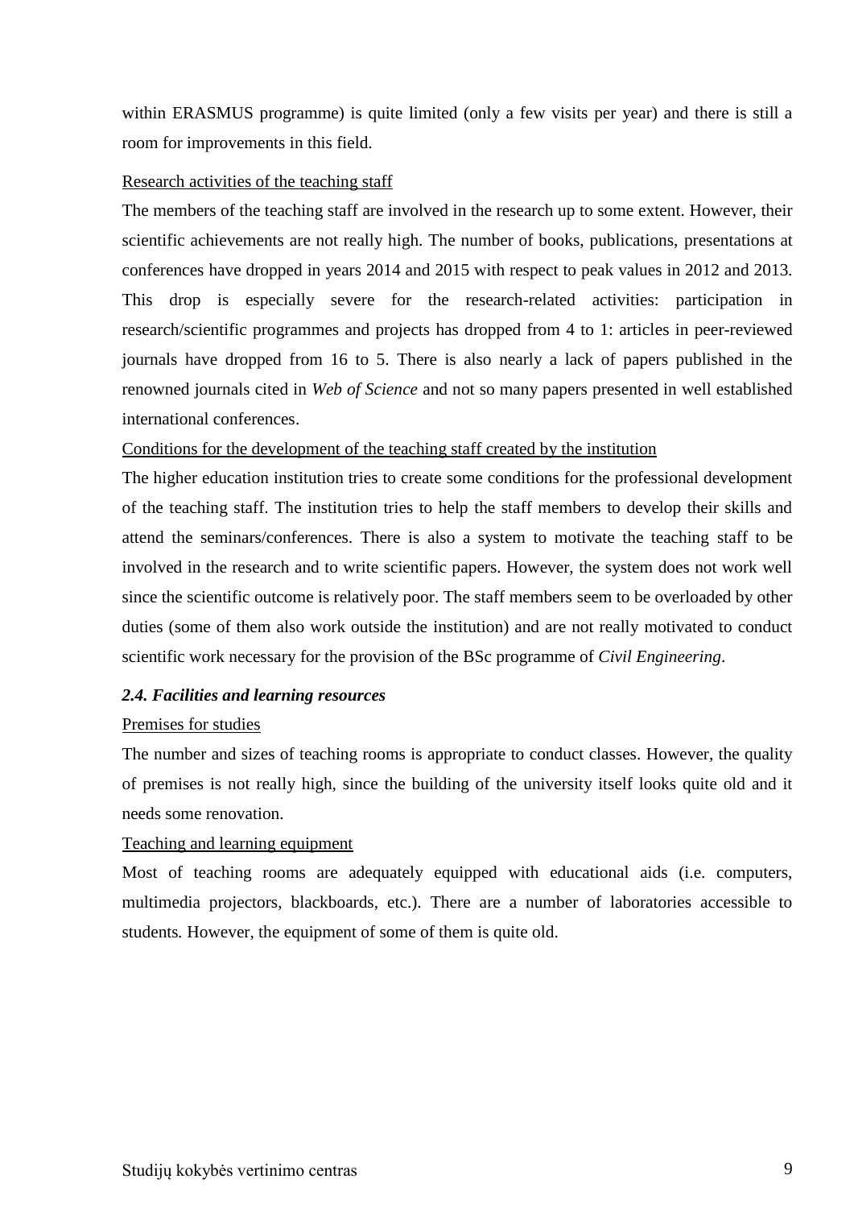within ERASMUS programme) is quite limited (only a few visits per year) and there is still a room for improvements in this field.

<u>Research activities of the teaching staff</u>

The members of the teaching staff are involved in the research up to some extent. However, their scientific achievements are not really high. The number of books, publications, presentations at conferences have dropped in years 2014 and 2015 with respect to peak values in 2012 and 2013. This drop is especially severe for the research-related activities: participation in research/scientific programmes and projects has dropped from 4 to 1: articles in peer-reviewed journals have dropped from 16 to 5. There is also nearly a lack of papers published in the renowned journals cited in *Web of Science* and not so many papers presented in well established international conferences.

<u>Conditions for the development of the teaching staff created by the institution</u>

The higher education institution tries to create some conditions for the professional development of the teaching staff. The institution tries to help the staff members to develop their skills and attend the seminars/conferences. There is also a system to motivate the teaching staff to be involved in the research and to write scientific papers. However, the system does not work well since the scientific outcome is relatively poor. The staff members seem to be overloaded by other duties (some of them also work outside the institution) and are not really motivated to conduct scientific work necessary for the provision of the BSc programme of *Civil Engineering*.

### *2.4. Facilities and learning resources*

<u>Premises for studies</u>

The number and sizes of teaching rooms is appropriate to conduct classes. However, the quality of premises is not really high, since the building of the university itself looks quite old and it needs some renovation.

<u>Teaching and learning equipment</u>

Most of teaching rooms are adequately equipped with educational aids (i.e. computers, multimedia projectors, blackboards, etc.). There are a number of laboratories accessible to students. However, the equipment of some of them is quite old.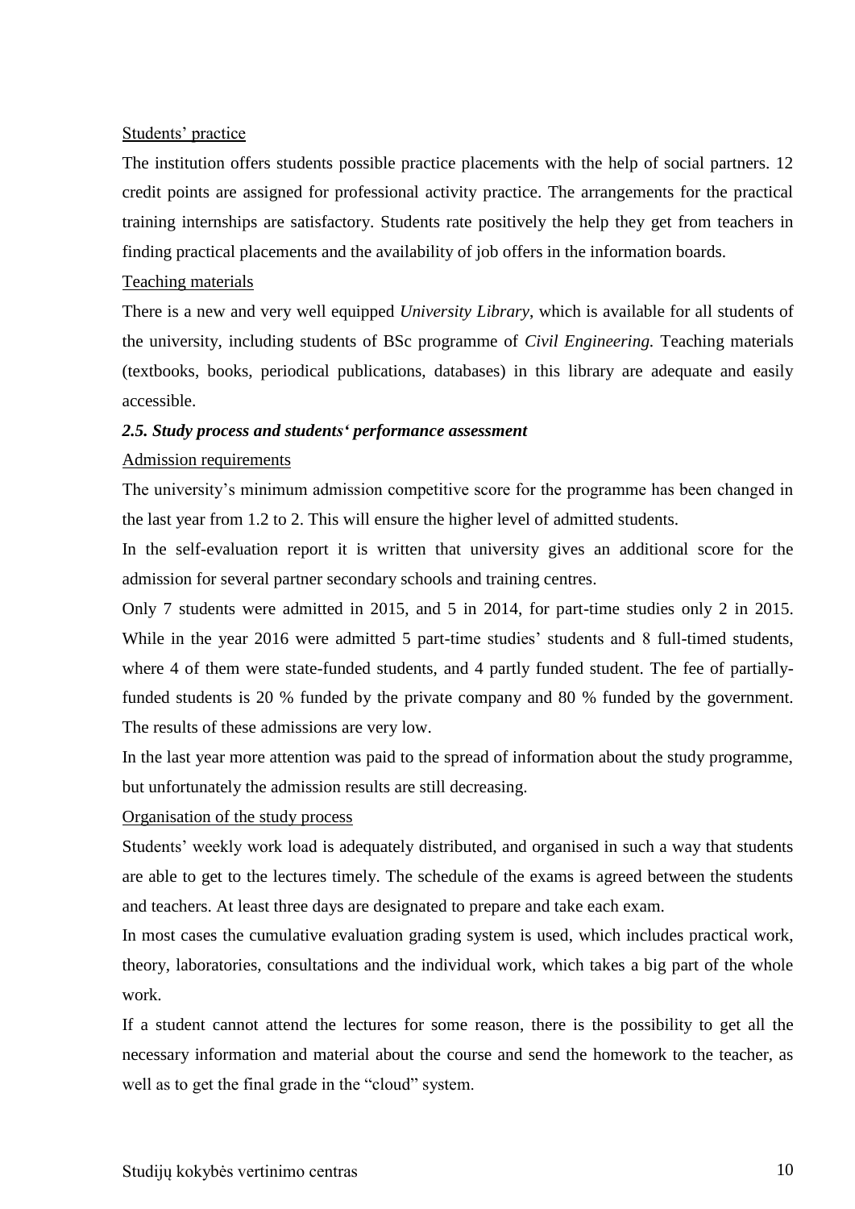Students' practice

The institution offers students possible practice placements with the help of social partners. 12 credit points are assigned for professional activity practice. The arrangements for the practical training internships are satisfactory. Students rate positively the help they get from teachers in finding practical placements and the availability of job offers in the information boards.

Teaching materials

There is a new and very well equipped *University Library*, which is available for all students of the university, including students of BSc programme of *Civil Engineering.* Teaching materials (textbooks, books, periodical publications, databases) in this library are adequate and easily accessible.

***2.5. Study process and students' performance assessment***

Admission requirements

The university's minimum admission competitive score for the programme has been changed in the last year from 1.2 to 2. This will ensure the higher level of admitted students.

In the self-evaluation report it is written that university gives an additional score for the admission for several partner secondary schools and training centres.

Only 7 students were admitted in 2015, and 5 in 2014, for part-time studies only 2 in 2015. While in the year 2016 were admitted 5 part-time studies' students and 8 full-timed students, where 4 of them were state-funded students, and 4 partly funded student. The fee of partially-funded students is 20 % funded by the private company and 80 % funded by the government. The results of these admissions are very low.

In the last year more attention was paid to the spread of information about the study programme, but unfortunately the admission results are still decreasing.

Organisation of the study process

Students' weekly work load is adequately distributed, and organised in such a way that students are able to get to the lectures timely. The schedule of the exams is agreed between the students and teachers. At least three days are designated to prepare and take each exam.

In most cases the cumulative evaluation grading system is used, which includes practical work, theory, laboratories, consultations and the individual work, which takes a big part of the whole work.

If a student cannot attend the lectures for some reason, there is the possibility to get all the necessary information and material about the course and send the homework to the teacher, as well as to get the final grade in the "cloud" system.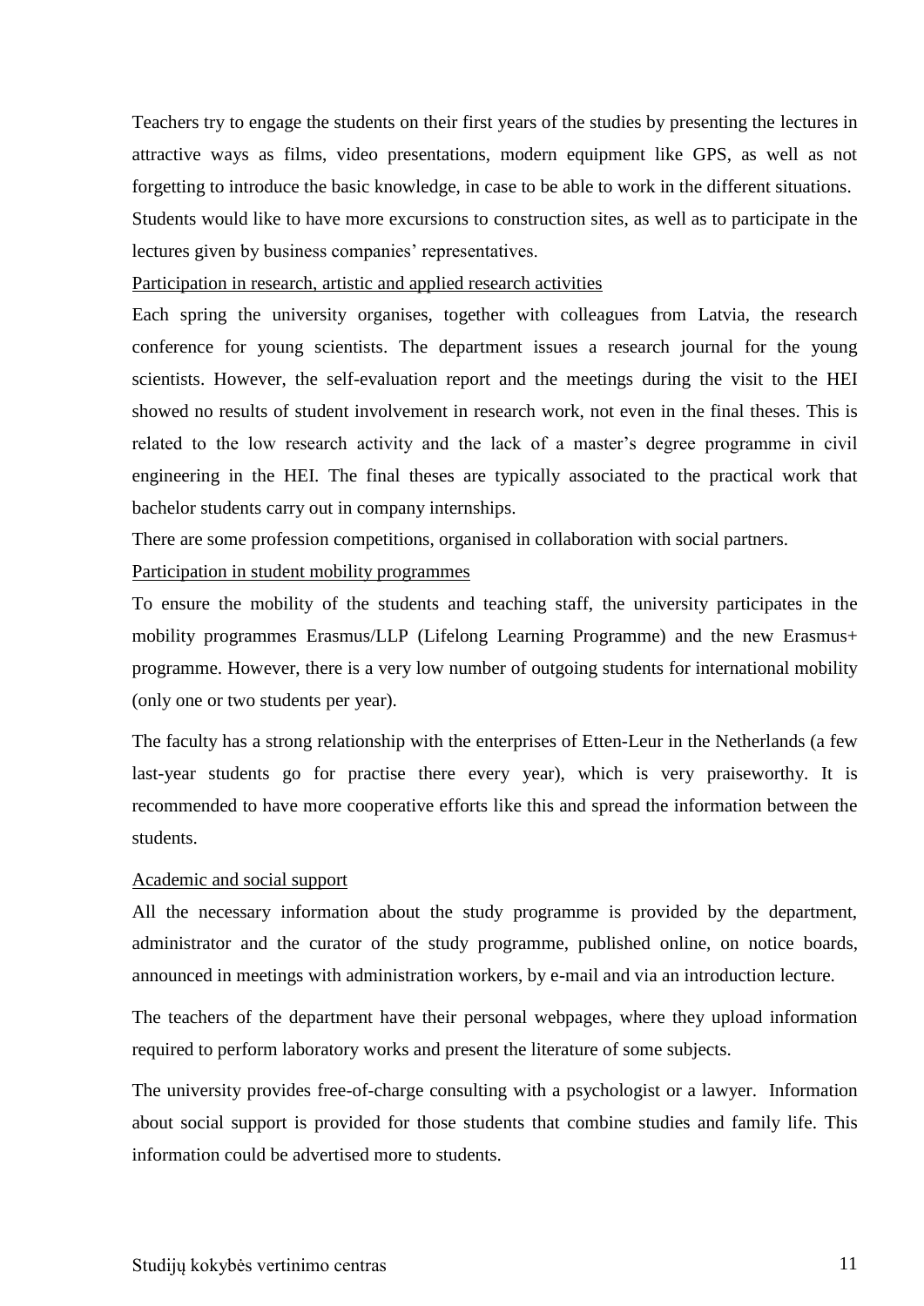Teachers try to engage the students on their first years of the studies by presenting the lectures in attractive ways as films, video presentations, modern equipment like GPS, as well as not forgetting to introduce the basic knowledge, in case to be able to work in the different situations. Students would like to have more excursions to construction sites, as well as to participate in the lectures given by business companies' representatives.

<u>Participation in research, artistic and applied research activities</u>

Each spring the university organises, together with colleagues from Latvia, the research conference for young scientists. The department issues a research journal for the young scientists. However, the self-evaluation report and the meetings during the visit to the HEI showed no results of student involvement in research work, not even in the final theses. This is related to the low research activity and the lack of a master's degree programme in civil engineering in the HEI. The final theses are typically associated to the practical work that bachelor students carry out in company internships.

There are some profession competitions, organised in collaboration with social partners.

<u>Participation in student mobility programmes</u>

To ensure the mobility of the students and teaching staff, the university participates in the mobility programmes Erasmus/LLP (Lifelong Learning Programme) and the new Erasmus+ programme. However, there is a very low number of outgoing students for international mobility (only one or two students per year).

The faculty has a strong relationship with the enterprises of Etten-Leur in the Netherlands (a few last-year students go for practise there every year), which is very praiseworthy. It is recommended to have more cooperative efforts like this and spread the information between the students.

<u>Academic and social support</u>

All the necessary information about the study programme is provided by the department, administrator and the curator of the study programme, published online, on notice boards, announced in meetings with administration workers, by e-mail and via an introduction lecture.

The teachers of the department have their personal webpages, where they upload information required to perform laboratory works and present the literature of some subjects.

The university provides free-of-charge consulting with a psychologist or a lawyer. Information about social support is provided for those students that combine studies and family life. This information could be advertised more to students.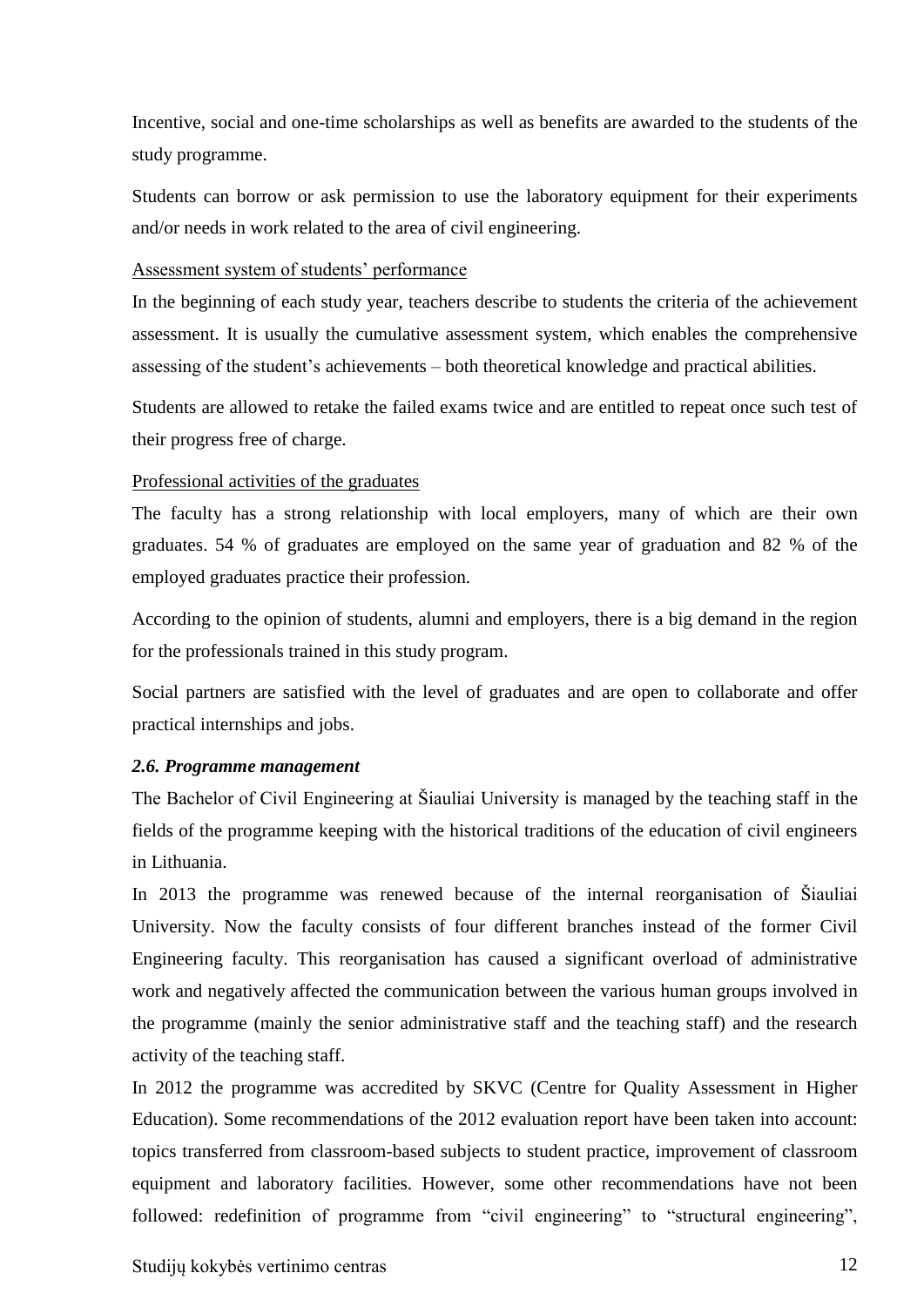Incentive, social and one-time scholarships as well as benefits are awarded to the students of the study programme.

Students can borrow or ask permission to use the laboratory equipment for their experiments and/or needs in work related to the area of civil engineering.

<u>Assessment system of students' performance</u>

In the beginning of each study year, teachers describe to students the criteria of the achievement assessment. It is usually the cumulative assessment system, which enables the comprehensive assessing of the student's achievements – both theoretical knowledge and practical abilities.

Students are allowed to retake the failed exams twice and are entitled to repeat once such test of their progress free of charge.

<u>Professional activities of the graduates</u>

The faculty has a strong relationship with local employers, many of which are their own graduates. 54 % of graduates are employed on the same year of graduation and 82 % of the employed graduates practice their profession.

According to the opinion of students, alumni and employers, there is a big demand in the region for the professionals trained in this study program.

Social partners are satisfied with the level of graduates and are open to collaborate and offer practical internships and jobs.

### *2.6. Programme management*

The Bachelor of Civil Engineering at Šiauliai University is managed by the teaching staff in the fields of the programme keeping with the historical traditions of the education of civil engineers in Lithuania.

In 2013 the programme was renewed because of the internal reorganisation of Šiauliai University. Now the faculty consists of four different branches instead of the former Civil Engineering faculty. This reorganisation has caused a significant overload of administrative work and negatively affected the communication between the various human groups involved in the programme (mainly the senior administrative staff and the teaching staff) and the research activity of the teaching staff.

In 2012 the programme was accredited by SKVC (Centre for Quality Assessment in Higher Education). Some recommendations of the 2012 evaluation report have been taken into account: topics transferred from classroom-based subjects to student practice, improvement of classroom equipment and laboratory facilities. However, some other recommendations have not been followed: redefinition of programme from "civil engineering" to "structural engineering",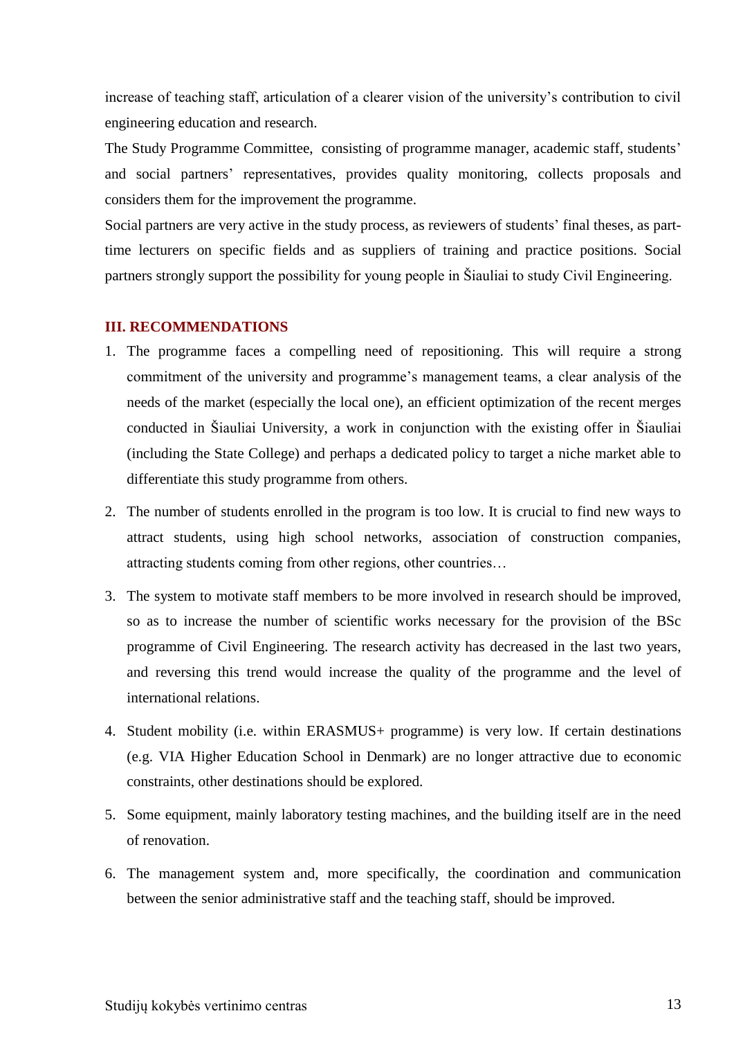increase of teaching staff, articulation of a clearer vision of the university's contribution to civil engineering education and research.

The Study Programme Committee, consisting of programme manager, academic staff, students' and social partners' representatives, provides quality monitoring, collects proposals and considers them for the improvement the programme.

Social partners are very active in the study process, as reviewers of students' final theses, as part-time lecturers on specific fields and as suppliers of training and practice positions. Social partners strongly support the possibility for young people in Šiauliai to study Civil Engineering.

## III. RECOMMENDATIONS

1. The programme faces a compelling need of repositioning. This will require a strong commitment of the university and programme's management teams, a clear analysis of the needs of the market (especially the local one), an efficient optimization of the recent merges conducted in Šiauliai University, a work in conjunction with the existing offer in Šiauliai (including the State College) and perhaps a dedicated policy to target a niche market able to differentiate this study programme from others.

2. The number of students enrolled in the program is too low. It is crucial to find new ways to attract students, using high school networks, association of construction companies, attracting students coming from other regions, other countries…

3. The system to motivate staff members to be more involved in research should be improved, so as to increase the number of scientific works necessary for the provision of the BSc programme of Civil Engineering. The research activity has decreased in the last two years, and reversing this trend would increase the quality of the programme and the level of international relations.

4. Student mobility (i.e. within ERASMUS+ programme) is very low. If certain destinations (e.g. VIA Higher Education School in Denmark) are no longer attractive due to economic constraints, other destinations should be explored.

5. Some equipment, mainly laboratory testing machines, and the building itself are in the need of renovation.

6. The management system and, more specifically, the coordination and communication between the senior administrative staff and the teaching staff, should be improved.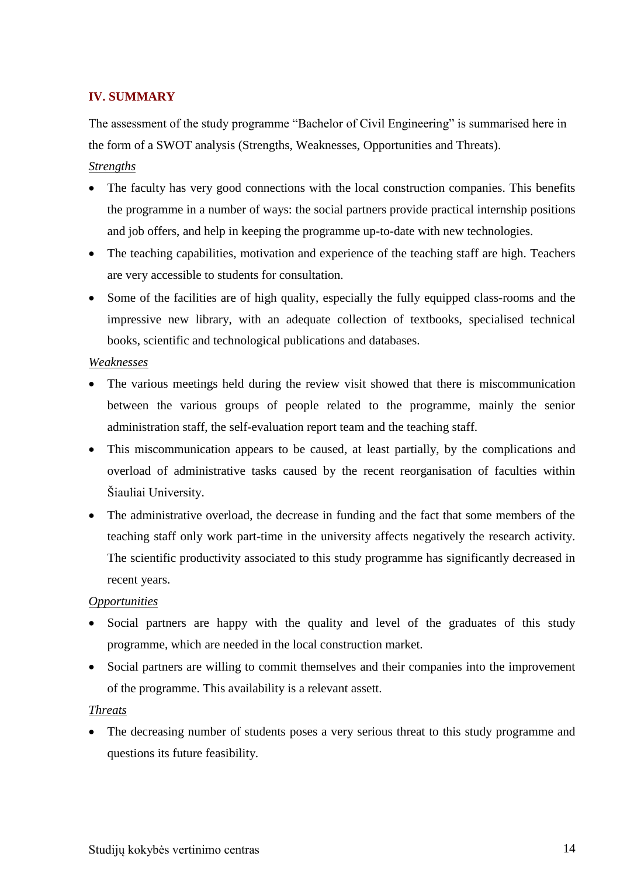## IV. SUMMARY

The assessment of the study programme "Bachelor of Civil Engineering" is summarised here in the form of a SWOT analysis (Strengths, Weaknesses, Opportunities and Threats).

*Strengths*

- The faculty has very good connections with the local construction companies. This benefits the programme in a number of ways: the social partners provide practical internship positions and job offers, and help in keeping the programme up-to-date with new technologies.
- The teaching capabilities, motivation and experience of the teaching staff are high. Teachers are very accessible to students for consultation.
- Some of the facilities are of high quality, especially the fully equipped class-rooms and the impressive new library, with an adequate collection of textbooks, specialised technical books, scientific and technological publications and databases.

*Weaknesses*

- The various meetings held during the review visit showed that there is miscommunication between the various groups of people related to the programme, mainly the senior administration staff, the self-evaluation report team and the teaching staff.
- This miscommunication appears to be caused, at least partially, by the complications and overload of administrative tasks caused by the recent reorganisation of faculties within Šiauliai University.
- The administrative overload, the decrease in funding and the fact that some members of the teaching staff only work part-time in the university affects negatively the research activity. The scientific productivity associated to this study programme has significantly decreased in recent years.

*Opportunities*

- Social partners are happy with the quality and level of the graduates of this study programme, which are needed in the local construction market.
- Social partners are willing to commit themselves and their companies into the improvement of the programme. This availability is a relevant assett.

*Threats*

- The decreasing number of students poses a very serious threat to this study programme and questions its future feasibility.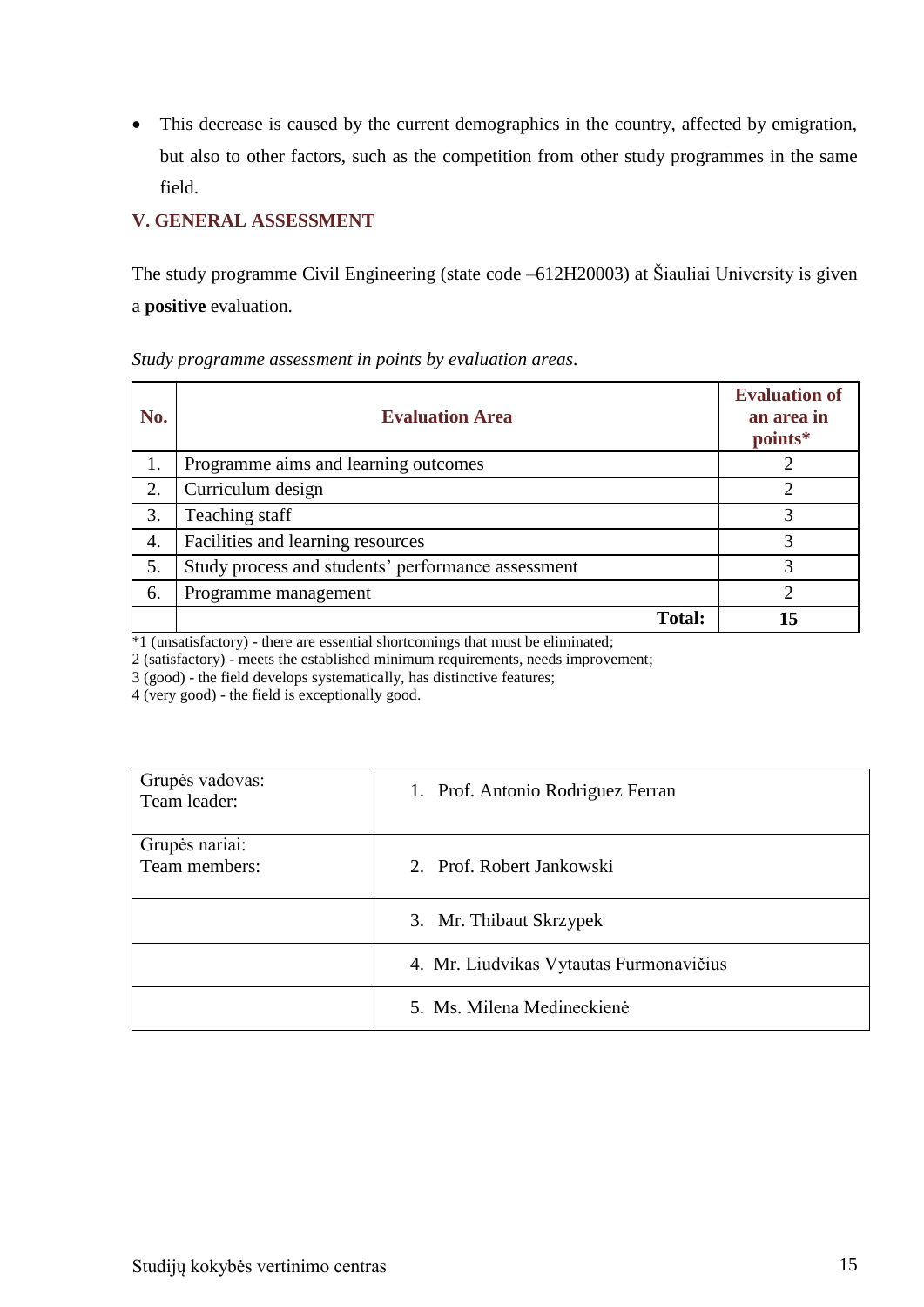- This decrease is caused by the current demographics in the country, affected by emigration, but also to other factors, such as the competition from other study programmes in the same field.

## V. GENERAL ASSESSMENT

The study programme Civil Engineering (state code –612H20003) at Šiauliai University is given a **positive** evaluation.

*Study programme assessment in points by evaluation areas*.

| No. | Evaluation Area | Evaluation of an area in points* |
|---|---|---|
| 1. | Programme aims and learning outcomes | 2 |
| 2. | Curriculum design | 2 |
| 3. | Teaching staff | 3 |
| 4. | Facilities and learning resources | 3 |
| 5. | Study process and students' performance assessment | 3 |
| 6. | Programme management | 2 |
| | **Total:** | **15** |

*1 (unsatisfactory) - there are essential shortcomings that must be eliminated;
2 (satisfactory) - meets the established minimum requirements, needs improvement;
3 (good) - the field develops systematically, has distinctive features;
4 (very good) - the field is exceptionally good.

| Grupės vadovas:<br>Team leader: | 1. Prof. Antonio Rodriguez Ferran |
|---|---|
| Grupės nariai:<br>Team members: | 2. Prof. Robert Jankowski |
| | 3. Mr. Thibaut Skrzypek |
| | 4. Mr. Liudvikas Vytautas Furmonavičius |
| | 5. Ms. Milena Medineckienė |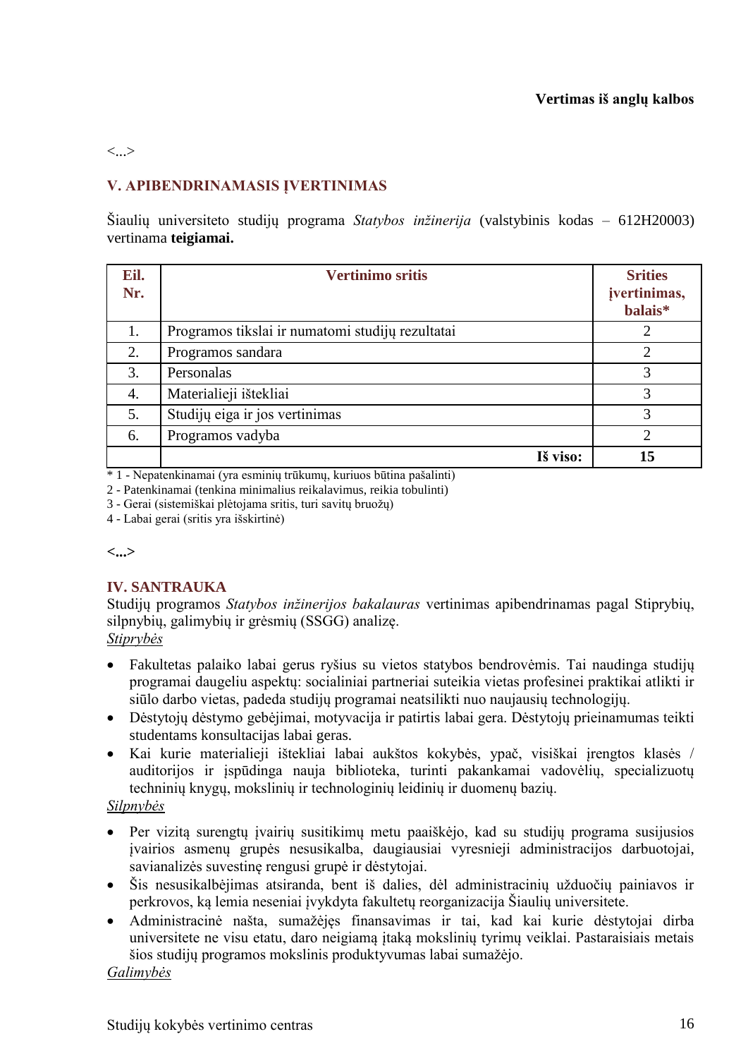**Vertimas iš anglų kalbos**

<...>

## V. APIBENDRINAMASIS ĮVERTINIMAS

Šiaulių universiteto studijų programa *Statybos inžinerija* (valstybinis kodas – 612H20003) vertinama **teigiamai.**

| Eil. Nr. | Vertinimo sritis | Srities įvertinimas, balais* |
|---|---|---|
| 1. | Programos tikslai ir numatomi studijų rezultatai | 2 |
| 2. | Programos sandara | 2 |
| 3. | Personalas | 3 |
| 4. | Materialieji ištekliai | 3 |
| 5. | Studijų eiga ir jos vertinimas | 3 |
| 6. | Programos vadyba | 2 |
| | **Iš viso:** | **15** |

\* 1 - Nepatenkinamai (yra esminių trūkumų, kuriuos būtina pašalinti)
2 - Patenkinamai (tenkina minimalius reikalavimus, reikia tobulinti)
3 - Gerai (sistemiškai plėtojama sritis, turi savitų bruožų)
4 - Labai gerai (sritis yra išskirtinė)

**<...>**

## IV. SANTRAUKA

Studijų programos *Statybos inžinerijos bakalauras* vertinimas apibendrinamas pagal Stiprybių, silpnybių, galimybių ir grėsmių (SSGG) analizę.

*Stiprybės*

- Fakultetas palaiko labai gerus ryšius su vietos statybos bendrovėmis. Tai naudinga studijų programai daugeliu aspektų: socialiniai partneriai suteikia vietas profesinei praktikai atlikti ir siūlo darbo vietas, padeda studijų programai neatsilikti nuo naujausių technologijų.
- Dėstytojų dėstymo gebėjimai, motyvacija ir patirtis labai gera. Dėstytojų prieinamumas teikti studentams konsultacijas labai geras.
- Kai kurie materialieji ištekliai labai aukštos kokybės, ypač, visiškai įrengtos klasės / auditorijos ir įspūdinga nauja biblioteka, turinti pakankamai vadovėlių, specializuotų techninių knygų, mokslinių ir technologinių leidinių ir duomenų bazių.

*Silpnybės*

- Per vizitą surengtų įvairių susitikimų metu paaiškėjo, kad su studijų programa susijusios įvairios asmenų grupės nesusikalba, daugiausiai vyresnieji administracijos darbuotojai, savianalizės suvestinę rengusi grupė ir dėstytojai.
- Šis nesusikalbėjimas atsiranda, bent iš dalies, dėl administracinių užduočių painiavos ir perkrovos, ką lemia neseniai įvykdyta fakultetų reorganizacija Šiaulių universitete.
- Administracinė našta, sumažėjęs finansavimas ir tai, kad kai kurie dėstytojai dirba universitete ne visu etatu, daro neigiamą įtaką mokslinių tyrimų veiklai. Pastaraisiais metais šios studijų programos mokslinis produktyvumas labai sumažėjo.

*Galimybės*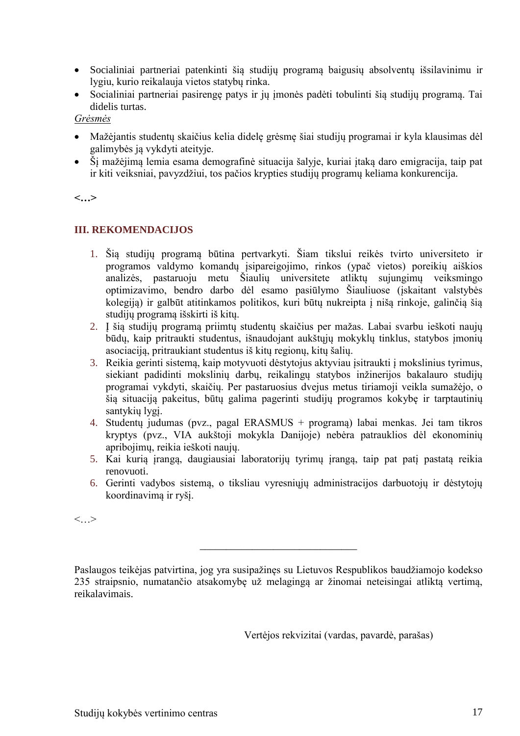- Socialiniai partneriai patenkinti šią studijų programą baigusių absolventų išsilavinimu ir lygiu, kurio reikalauja vietos statybų rinka.
- Socialiniai partneriai pasirengę patys ir jų įmonės padėti tobulinti šią studijų programą. Tai didelis turtas.

*Grėsmės*

- Mažėjantis studentų skaičius kelia didelę grėsmę šiai studijų programai ir kyla klausimas dėl galimybės ją vykdyti ateityje.
- Šį mažėjimą lemia esama demografinė situacija šalyje, kuriai įtaką daro emigracija, taip pat ir kiti veiksniai, pavyzdžiui, tos pačios krypties studijų programų keliama konkurencija.

**<…>**

## III. REKOMENDACIJOS

1. Šią studijų programą būtina pertvarkyti. Šiam tikslui reikės tvirto universiteto ir programos valdymo komandų įsipareigojimo, rinkos (ypač vietos) poreikių aiškios analizės, pastaruoju metu Šiaulių universitete atliktų sujungimų veiksmingo optimizavimo, bendro darbo dėl esamo pasiūlymo Šiauliuose (įskaitant valstybės kolegiją) ir galbūt atitinkamos politikos, kuri būtų nukreipta į nišą rinkoje, galinčią šią studijų programą išskirti iš kitų.
2. Į šią studijų programą priimtų studentų skaičius per mažas. Labai svarbu ieškoti naujų būdų, kaip pritraukti studentus, išnaudojant aukštųjų mokyklų tinklus, statybos įmonių asociaciją, pritraukiant studentus iš kitų regionų, kitų šalių.
3. Reikia gerinti sistemą, kaip motyvuoti dėstytojus aktyviau įsitraukti į mokslinius tyrimus, siekiant padidinti mokslinių darbų, reikalingų statybos inžinerijos bakalauro studijų programai vykdyti, skaičių. Per pastaruosius dvejus metus tiriamoji veikla sumažėjo, o šią situaciją pakeitus, būtų galima pagerinti studijų programos kokybę ir tarptautinių santykių lygį.
4. Studentų judumas (pvz., pagal ERASMUS + programą) labai menkas. Jei tam tikros kryptys (pvz., VIA aukštoji mokykla Danijoje) nebėra patrauklios dėl ekonominių apribojimų, reikia ieškoti naujų.
5. Kai kurią įrangą, daugiausiai laboratorijų tyrimų įrangą, taip pat patį pastatą reikia renovuoti.
6. Gerinti vadybos sistemą, o tiksliau vyresniųjų administracijos darbuotojų ir dėstytojų koordinavimą ir ryšį.

<…>

______________________________

Paslaugos teikėjas patvirtina, jog yra susipažinęs su Lietuvos Respublikos baudžiamojo kodekso 235 straipsnio, numatančio atsakomybę už melagingą ar žinomai neteisingai atliktą vertimą, reikalavimais.

Vertėjos rekvizitai (vardas, pavardė, parašas)